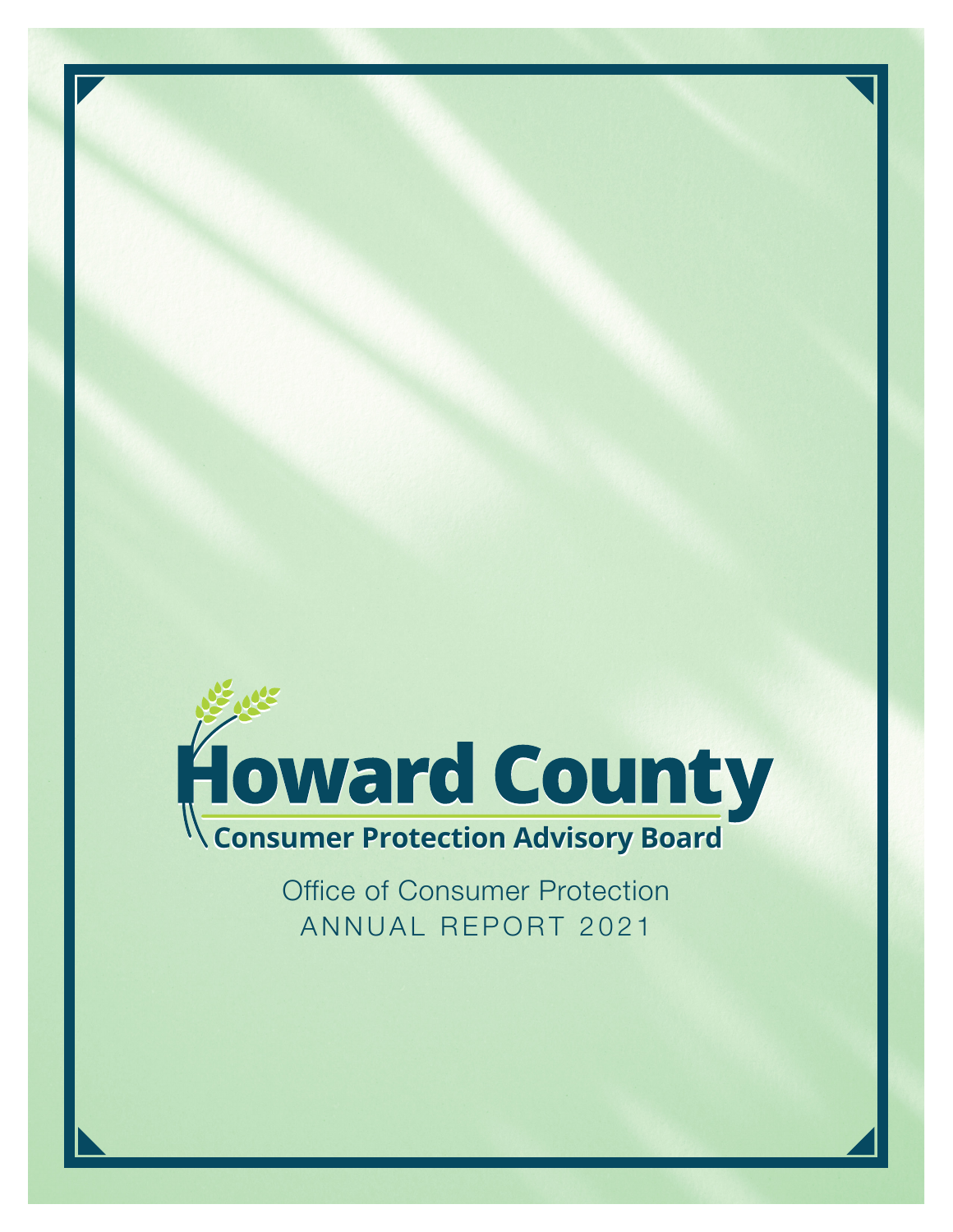# Howard County

## Consumer Protection Advisory Board

Office of Consumer Protection

ANNUAL REPORT 2021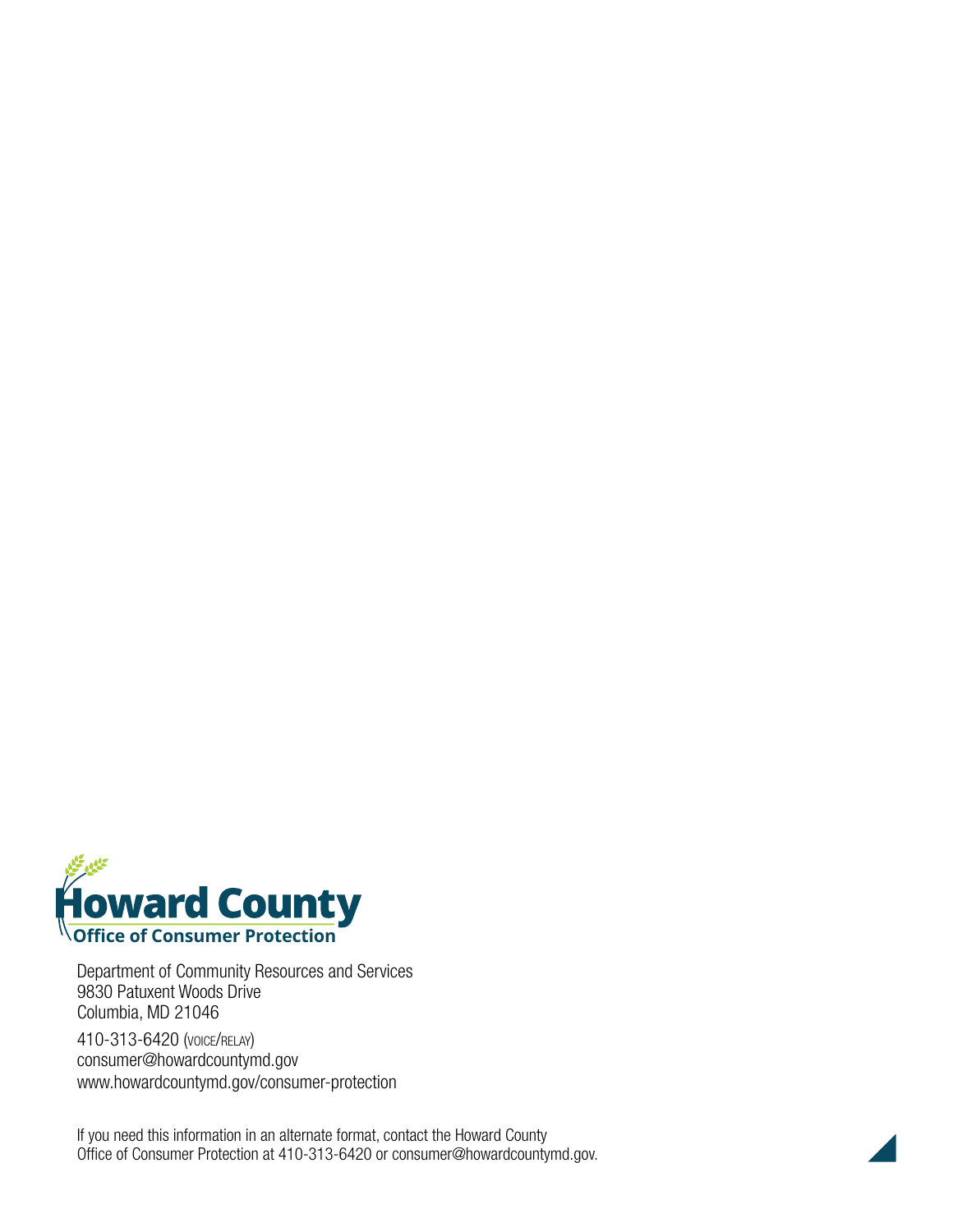**Howard County**
**Office of Consumer Protection**

Department of Community Resources and Services
9830 Patuxent Woods Drive
Columbia, MD 21046

410-313-6420 (VOICE/RELAY)
consumer@howardcountymd.gov
www.howardcountymd.gov/consumer-protection

If you need this information in an alternate format, contact the Howard County Office of Consumer Protection at 410-313-6420 or consumer@howardcountymd.gov.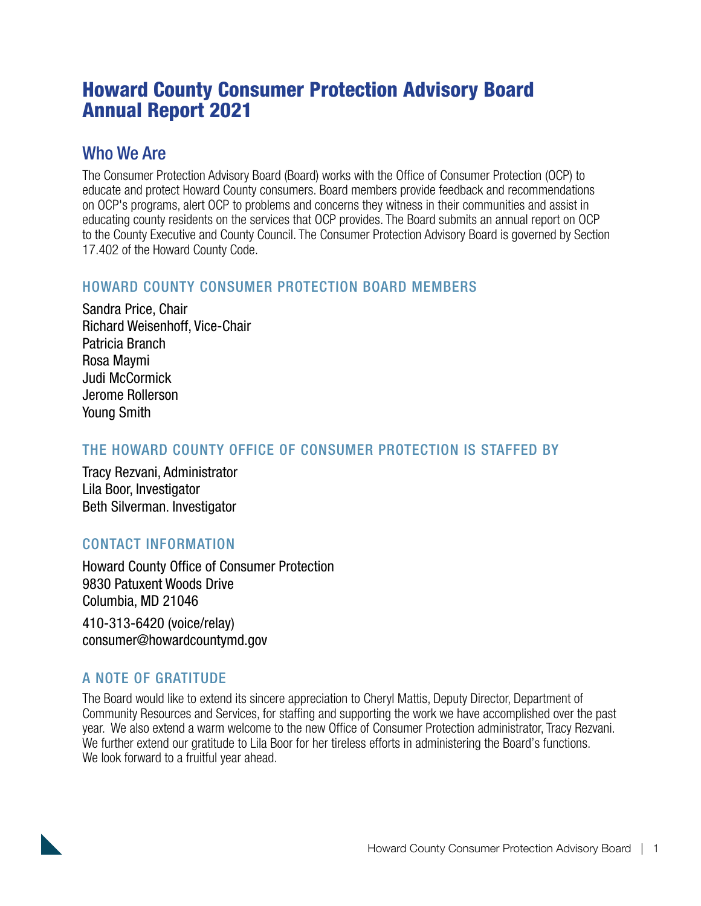# Howard County Consumer Protection Advisory Board Annual Report 2021

## Who We Are

The Consumer Protection Advisory Board (Board) works with the Office of Consumer Protection (OCP) to educate and protect Howard County consumers. Board members provide feedback and recommendations on OCP's programs, alert OCP to problems and concerns they witness in their communities and assist in educating county residents on the services that OCP provides. The Board submits an annual report on OCP to the County Executive and County Council. The Consumer Protection Advisory Board is governed by Section 17.402 of the Howard County Code.

### HOWARD COUNTY CONSUMER PROTECTION BOARD MEMBERS

Sandra Price, Chair
Richard Weisenhoff, Vice-Chair
Patricia Branch
Rosa Maymi
Judi McCormick
Jerome Rollerson
Young Smith

### THE HOWARD COUNTY OFFICE OF CONSUMER PROTECTION IS STAFFED BY

Tracy Rezvani, Administrator
Lila Boor, Investigator
Beth Silverman. Investigator

### CONTACT INFORMATION

Howard County Office of Consumer Protection
9830 Patuxent Woods Drive
Columbia, MD 21046

410-313-6420 (voice/relay)
consumer@howardcountymd.gov

### A NOTE OF GRATITUDE

The Board would like to extend its sincere appreciation to Cheryl Mattis, Deputy Director, Department of Community Resources and Services, for staffing and supporting the work we have accomplished over the past year. We also extend a warm welcome to the new Office of Consumer Protection administrator, Tracy Rezvani. We further extend our gratitude to Lila Boor for her tireless efforts in administering the Board's functions. We look forward to a fruitful year ahead.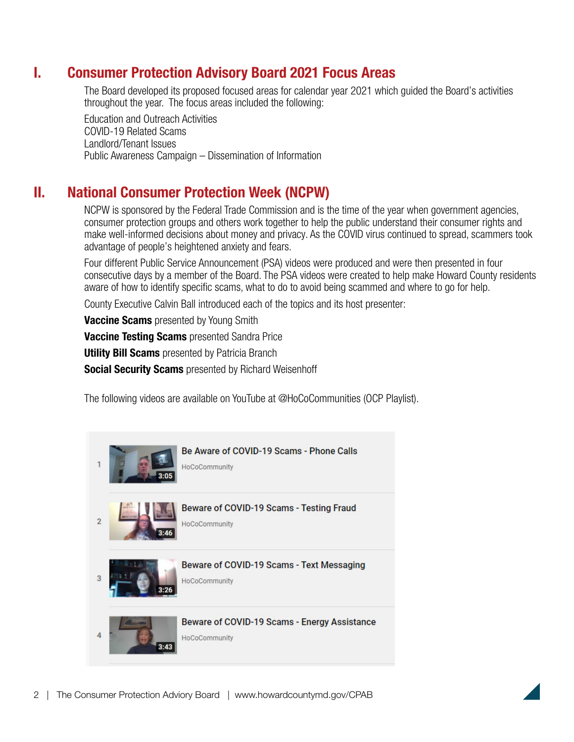# I. Consumer Protection Advisory Board 2021 Focus Areas

The Board developed its proposed focused areas for calendar year 2021 which guided the Board's activities throughout the year. The focus areas included the following:

Education and Outreach Activities
COVID-19 Related Scams
Landlord/Tenant Issues
Public Awareness Campaign – Dissemination of Information

# II. National Consumer Protection Week (NCPW)

NCPW is sponsored by the Federal Trade Commission and is the time of the year when government agencies, consumer protection groups and others work together to help the public understand their consumer rights and make well-informed decisions about money and privacy. As the COVID virus continued to spread, scammers took advantage of people's heightened anxiety and fears.

Four different Public Service Announcement (PSA) videos were produced and were then presented in four consecutive days by a member of the Board. The PSA videos were created to help make Howard County residents aware of how to identify specific scams, what to do to avoid being scammed and where to go for help.

County Executive Calvin Ball introduced each of the topics and its host presenter:

**Vaccine Scams** presented by Young Smith

**Vaccine Testing Scams** presented Sandra Price

**Utility Bill Scams** presented by Patricia Branch

**Social Security Scams** presented by Richard Weisenhoff

The following videos are available on YouTube at @HoCoCommunities (OCP Playlist).

1. Be Aware of COVID-19 Scams - Phone Calls — HoCoCommunity — 3:05
2. Beware of COVID-19 Scams - Testing Fraud — HoCoCommunity — 3:46
3. Beware of COVID-19 Scams - Text Messaging — HoCoCommunity — 3:26
4. Beware of COVID-19 Scams - Energy Assistance — HoCoCommunity — 3:43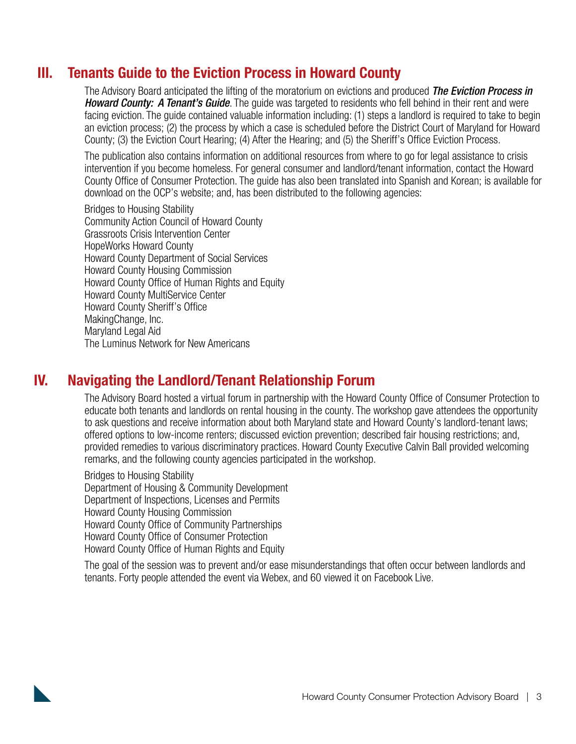## III. Tenants Guide to the Eviction Process in Howard County

The Advisory Board anticipated the lifting of the moratorium on evictions and produced ***The Eviction Process in Howard County: A Tenant's Guide***. The guide was targeted to residents who fell behind in their rent and were facing eviction. The guide contained valuable information including: (1) steps a landlord is required to take to begin an eviction process; (2) the process by which a case is scheduled before the District Court of Maryland for Howard County; (3) the Eviction Court Hearing; (4) After the Hearing; and (5) the Sheriff's Office Eviction Process.

The publication also contains information on additional resources from where to go for legal assistance to crisis intervention if you become homeless. For general consumer and landlord/tenant information, contact the Howard County Office of Consumer Protection. The guide has also been translated into Spanish and Korean; is available for download on the OCP's website; and, has been distributed to the following agencies:

Bridges to Housing Stability
Community Action Council of Howard County
Grassroots Crisis Intervention Center
HopeWorks Howard County
Howard County Department of Social Services
Howard County Housing Commission
Howard County Office of Human Rights and Equity
Howard County MultiService Center
Howard County Sheriff's Office
MakingChange, Inc.
Maryland Legal Aid
The Luminus Network for New Americans

## IV. Navigating the Landlord/Tenant Relationship Forum

The Advisory Board hosted a virtual forum in partnership with the Howard County Office of Consumer Protection to educate both tenants and landlords on rental housing in the county. The workshop gave attendees the opportunity to ask questions and receive information about both Maryland state and Howard County's landlord-tenant laws; offered options to low-income renters; discussed eviction prevention; described fair housing restrictions; and, provided remedies to various discriminatory practices. Howard County Executive Calvin Ball provided welcoming remarks, and the following county agencies participated in the workshop.

Bridges to Housing Stability
Department of Housing & Community Development
Department of Inspections, Licenses and Permits
Howard County Housing Commission
Howard County Office of Community Partnerships
Howard County Office of Consumer Protection
Howard County Office of Human Rights and Equity

The goal of the session was to prevent and/or ease misunderstandings that often occur between landlords and tenants. Forty people attended the event via Webex, and 60 viewed it on Facebook Live.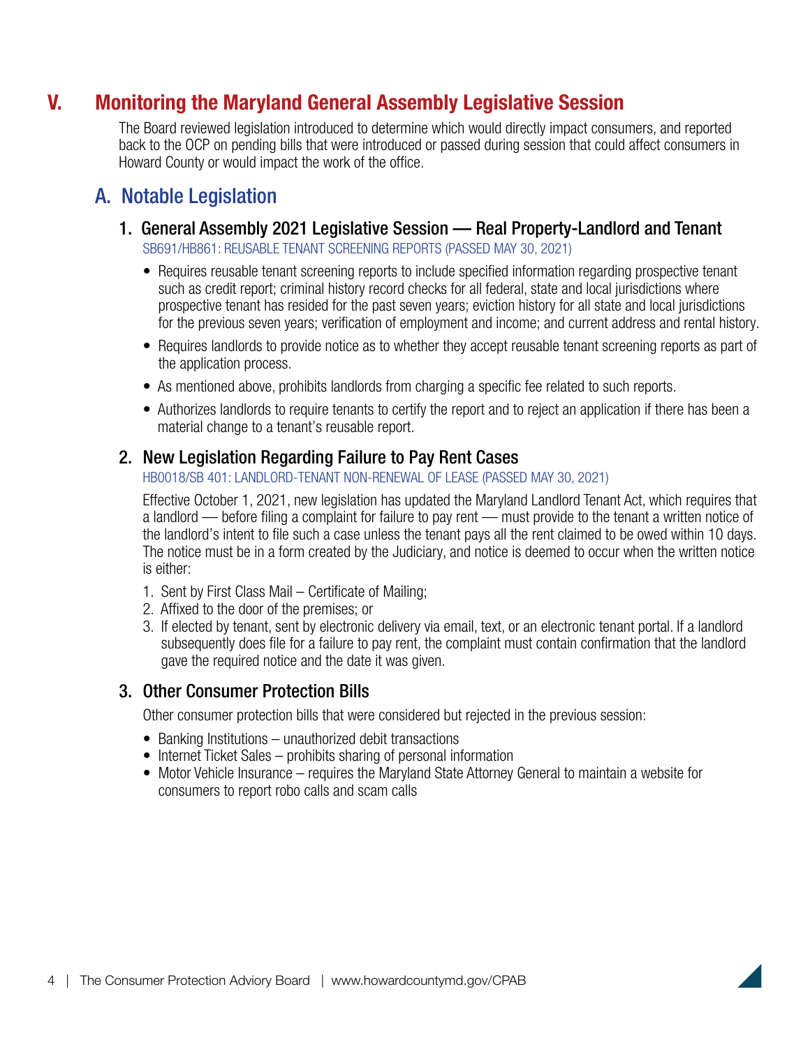# V. Monitoring the Maryland General Assembly Legislative Session

The Board reviewed legislation introduced to determine which would directly impact consumers, and reported back to the OCP on pending bills that were introduced or passed during session that could affect consumers in Howard County or would impact the work of the office.

## A. Notable Legislation

### 1. General Assembly 2021 Legislative Session — Real Property-Landlord and Tenant

SB691/HB861: REUSABLE TENANT SCREENING REPORTS (PASSED MAY 30, 2021)

- Requires reusable tenant screening reports to include specified information regarding prospective tenant such as credit report; criminal history record checks for all federal, state and local jurisdictions where prospective tenant has resided for the past seven years; eviction history for all state and local jurisdictions for the previous seven years; verification of employment and income; and current address and rental history.
- Requires landlords to provide notice as to whether they accept reusable tenant screening reports as part of the application process.
- As mentioned above, prohibits landlords from charging a specific fee related to such reports.
- Authorizes landlords to require tenants to certify the report and to reject an application if there has been a material change to a tenant's reusable report.

### 2. New Legislation Regarding Failure to Pay Rent Cases

HB0018/SB 401: LANDLORD-TENANT NON-RENEWAL OF LEASE (PASSED MAY 30, 2021)

Effective October 1, 2021, new legislation has updated the Maryland Landlord Tenant Act, which requires that a landlord — before filing a complaint for failure to pay rent — must provide to the tenant a written notice of the landlord's intent to file such a case unless the tenant pays all the rent claimed to be owed within 10 days. The notice must be in a form created by the Judiciary, and notice is deemed to occur when the written notice is either:

1. Sent by First Class Mail – Certificate of Mailing;
2. Affixed to the door of the premises; or
3. If elected by tenant, sent by electronic delivery via email, text, or an electronic tenant portal. If a landlord subsequently does file for a failure to pay rent, the complaint must contain confirmation that the landlord gave the required notice and the date it was given.

### 3. Other Consumer Protection Bills

Other consumer protection bills that were considered but rejected in the previous session:

- Banking Institutions – unauthorized debit transactions
- Internet Ticket Sales – prohibits sharing of personal information
- Motor Vehicle Insurance – requires the Maryland State Attorney General to maintain a website for consumers to report robo calls and scam calls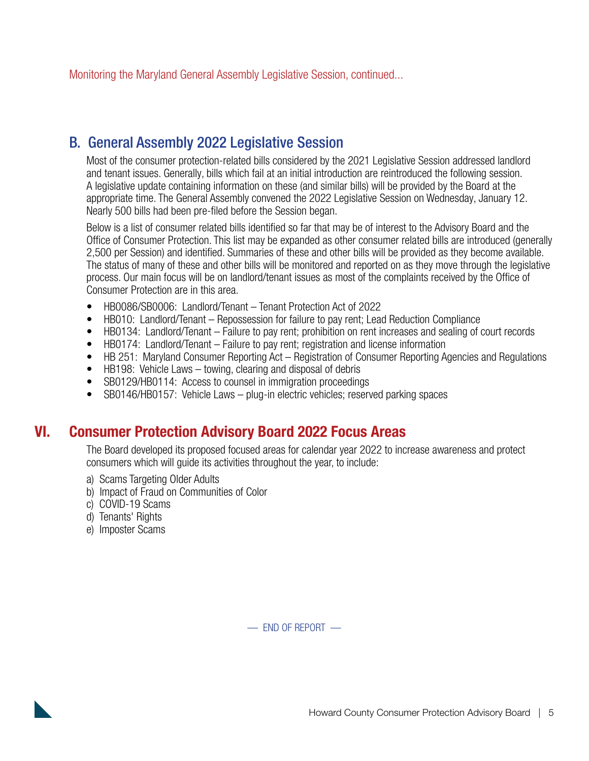Monitoring the Maryland General Assembly Legislative Session, continued...

## B. General Assembly 2022 Legislative Session

Most of the consumer protection-related bills considered by the 2021 Legislative Session addressed landlord and tenant issues. Generally, bills which fail at an initial introduction are reintroduced the following session. A legislative update containing information on these (and similar bills) will be provided by the Board at the appropriate time. The General Assembly convened the 2022 Legislative Session on Wednesday, January 12. Nearly 500 bills had been pre-filed before the Session began.

Below is a list of consumer related bills identified so far that may be of interest to the Advisory Board and the Office of Consumer Protection. This list may be expanded as other consumer related bills are introduced (generally 2,500 per Session) and identified. Summaries of these and other bills will be provided as they become available. The status of many of these and other bills will be monitored and reported on as they move through the legislative process. Our main focus will be on landlord/tenant issues as most of the complaints received by the Office of Consumer Protection are in this area.

- HB0086/SB0006: Landlord/Tenant – Tenant Protection Act of 2022
- HB010: Landlord/Tenant – Repossession for failure to pay rent; Lead Reduction Compliance
- HB0134: Landlord/Tenant – Failure to pay rent; prohibition on rent increases and sealing of court records
- HB0174: Landlord/Tenant – Failure to pay rent; registration and license information
- HB 251: Maryland Consumer Reporting Act – Registration of Consumer Reporting Agencies and Regulations
- HB198: Vehicle Laws – towing, clearing and disposal of debris
- SB0129/HB0114: Access to counsel in immigration proceedings
- SB0146/HB0157: Vehicle Laws – plug-in electric vehicles; reserved parking spaces

# VI. Consumer Protection Advisory Board 2022 Focus Areas

The Board developed its proposed focused areas for calendar year 2022 to increase awareness and protect consumers which will guide its activities throughout the year, to include:

a) Scams Targeting Older Adults
b) Impact of Fraud on Communities of Color
c) COVID-19 Scams
d) Tenants' Rights
e) Imposter Scams

— END OF REPORT —